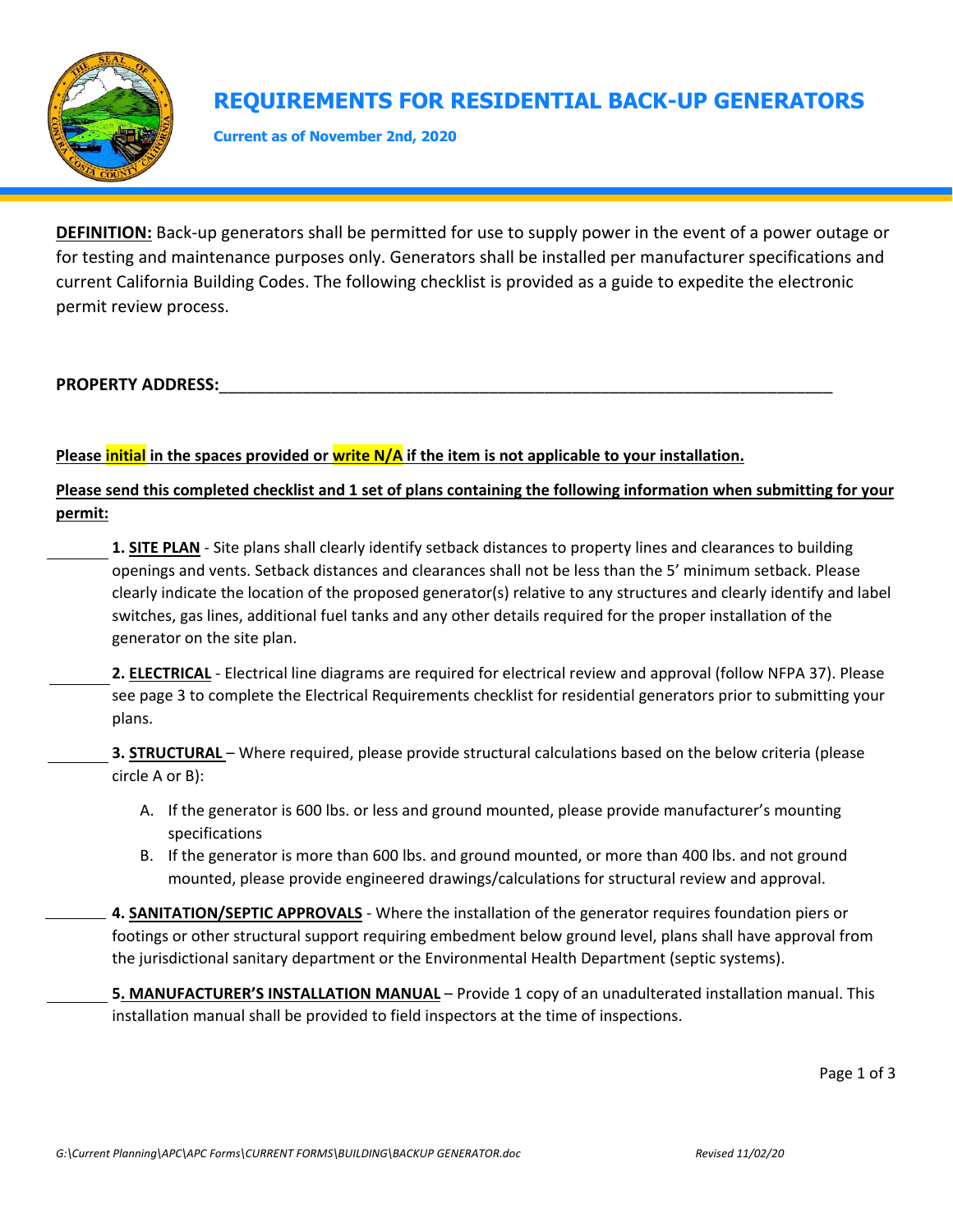# REQUIREMENTS FOR RESIDENTIAL BACK-UP GENERATORS

**Current as of November 2nd, 2020**

**DEFINITION:** Back-up generators shall be permitted for use to supply power in the event of a power outage or for testing and maintenance purposes only. Generators shall be installed per manufacturer specifications and current California Building Codes. The following checklist is provided as a guide to expedite the electronic permit review process.

**PROPERTY ADDRESS:**\_\_\_\_\_\_\_\_\_\_\_\_\_\_\_\_\_\_\_\_\_\_\_\_\_\_\_\_\_\_\_\_\_\_\_\_\_\_\_\_\_\_\_\_\_\_\_\_\_\_\_\_\_\_\_\_\_\_\_\_\_\_\_\_

**Please initial in the spaces provided or write N/A if the item is not applicable to your installation.**

**Please send this completed checklist and 1 set of plans containing the following information when submitting for your permit:**

\_\_\_\_\_\_\_\_ **1. SITE PLAN** - Site plans shall clearly identify setback distances to property lines and clearances to building openings and vents. Setback distances and clearances shall not be less than the 5' minimum setback. Please clearly indicate the location of the proposed generator(s) relative to any structures and clearly identify and label switches, gas lines, additional fuel tanks and any other details required for the proper installation of the generator on the site plan.

\_\_\_\_\_\_\_\_ **2. ELECTRICAL** - Electrical line diagrams are required for electrical review and approval (follow NFPA 37). Please see page 3 to complete the Electrical Requirements checklist for residential generators prior to submitting your plans.

\_\_\_\_\_\_\_\_ **3. STRUCTURAL** – Where required, please provide structural calculations based on the below criteria (please circle A or B):

A. If the generator is 600 lbs. or less and ground mounted, please provide manufacturer's mounting specifications

B. If the generator is more than 600 lbs. and ground mounted, or more than 400 lbs. and not ground mounted, please provide engineered drawings/calculations for structural review and approval.

\_\_\_\_\_\_\_\_ **4. SANITATION/SEPTIC APPROVALS** - Where the installation of the generator requires foundation piers or footings or other structural support requiring embedment below ground level, plans shall have approval from the jurisdictional sanitary department or the Environmental Health Department (septic systems).

\_\_\_\_\_\_\_\_ **5. MANUFACTURER'S INSTALLATION MANUAL** – Provide 1 copy of an unadulterated installation manual. This installation manual shall be provided to field inspectors at the time of inspections.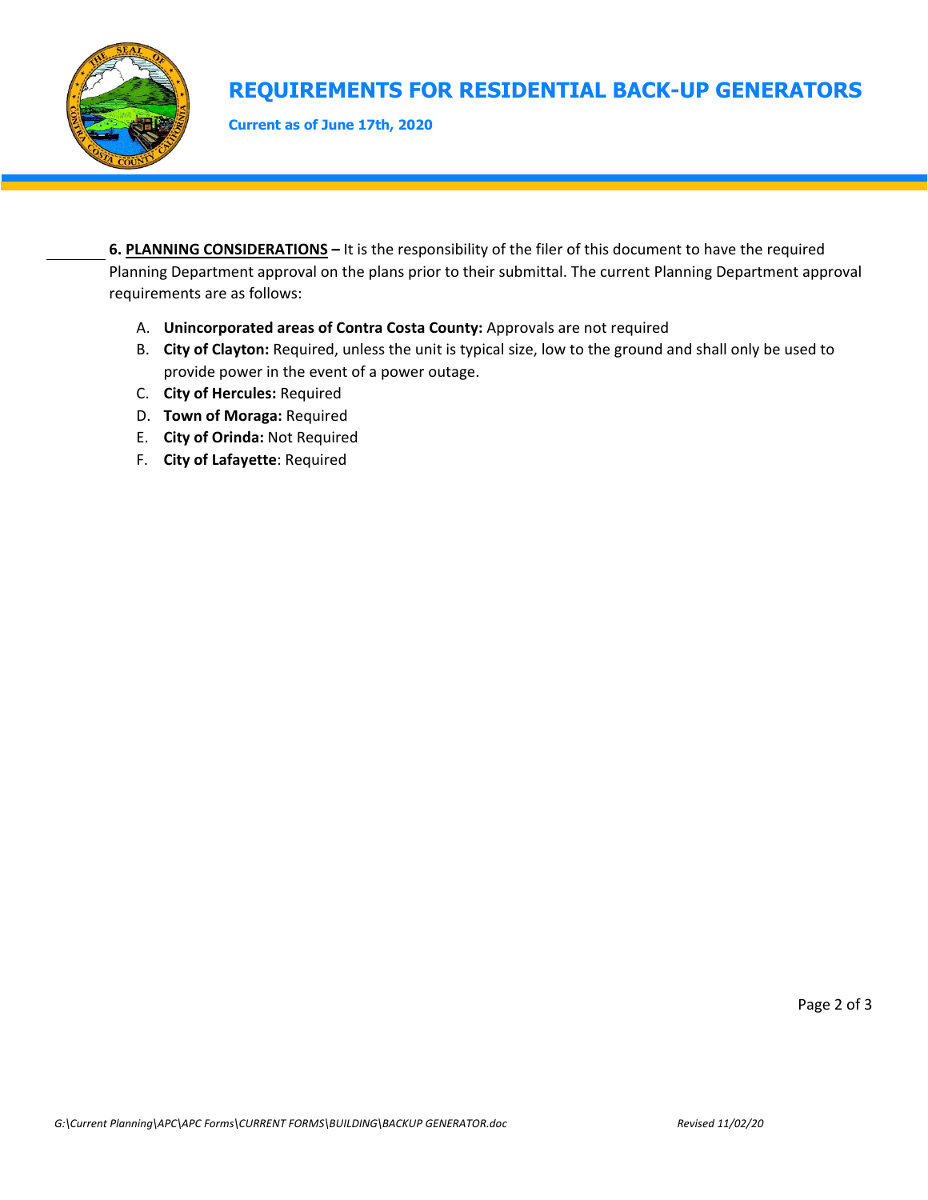______ **6. <u>PLANNING CONSIDERATIONS</u> –** It is the responsibility of the filer of this document to have the required Planning Department approval on the plans prior to their submittal. The current Planning Department approval requirements are as follows:

A. **Unincorporated areas of Contra Costa County:** Approvals are not required
B. **City of Clayton:** Required, unless the unit is typical size, low to the ground and shall only be used to provide power in the event of a power outage.
C. **City of Hercules:** Required
D. **Town of Moraga:** Required
E. **City of Orinda:** Not Required
F. **City of Lafayette**: Required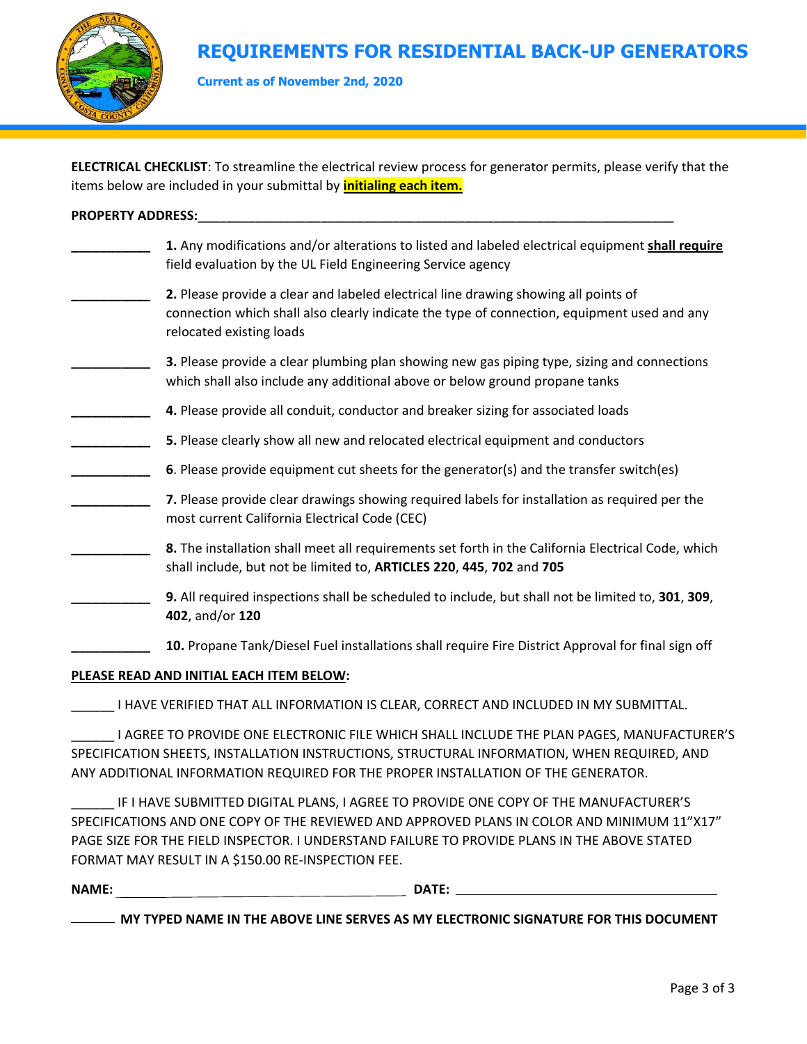# REQUIREMENTS FOR RESIDENTIAL BACK-UP GENERATORS

**Current as of November 2nd, 2020**

**ELECTRICAL CHECKLIST**: To streamline the electrical review process for generator permits, please verify that the items below are included in your submittal by **initialing each item.**

**PROPERTY ADDRESS:**\_\_\_\_\_\_\_\_\_\_\_\_\_\_\_\_\_\_\_\_\_\_\_\_\_\_\_\_\_\_\_\_\_\_\_\_\_\_\_\_\_\_\_\_\_\_\_\_\_\_\_\_\_\_\_\_\_\_\_\_\_\_\_\_\_\_

\_\_\_\_\_\_\_\_\_\_\_ **1.** Any modifications and/or alterations to listed and labeled electrical equipment **shall require** field evaluation by the UL Field Engineering Service agency

\_\_\_\_\_\_\_\_\_\_\_ **2.** Please provide a clear and labeled electrical line drawing showing all points of connection which shall also clearly indicate the type of connection, equipment used and any relocated existing loads

\_\_\_\_\_\_\_\_\_\_\_ **3.** Please provide a clear plumbing plan showing new gas piping type, sizing and connections which shall also include any additional above or below ground propane tanks

\_\_\_\_\_\_\_\_\_\_\_ **4.** Please provide all conduit, conductor and breaker sizing for associated loads

\_\_\_\_\_\_\_\_\_\_\_ **5.** Please clearly show all new and relocated electrical equipment and conductors

\_\_\_\_\_\_\_\_\_\_\_ **6**. Please provide equipment cut sheets for the generator(s) and the transfer switch(es)

\_\_\_\_\_\_\_\_\_\_\_ **7.** Please provide clear drawings showing required labels for installation as required per the most current California Electrical Code (CEC)

\_\_\_\_\_\_\_\_\_\_\_ **8.** The installation shall meet all requirements set forth in the California Electrical Code, which shall include, but not be limited to, **ARTICLES 220**, **445**, **702** and **705**

\_\_\_\_\_\_\_\_\_\_\_ **9.** All required inspections shall be scheduled to include, but shall not be limited to, **301**, **309**, **402**, and/or **120**

\_\_\_\_\_\_\_\_\_\_\_ **10.** Propane Tank/Diesel Fuel installations shall require Fire District Approval for final sign off

**PLEASE READ AND INITIAL EACH ITEM BELOW:**

\_\_\_\_\_\_ I HAVE VERIFIED THAT ALL INFORMATION IS CLEAR, CORRECT AND INCLUDED IN MY SUBMITTAL.

\_\_\_\_\_\_ I AGREE TO PROVIDE ONE ELECTRONIC FILE WHICH SHALL INCLUDE THE PLAN PAGES, MANUFACTURER'S SPECIFICATION SHEETS, INSTALLATION INSTRUCTIONS, STRUCTURAL INFORMATION, WHEN REQUIRED, AND ANY ADDITIONAL INFORMATION REQUIRED FOR THE PROPER INSTALLATION OF THE GENERATOR.

\_\_\_\_\_\_ IF I HAVE SUBMITTED DIGITAL PLANS, I AGREE TO PROVIDE ONE COPY OF THE MANUFACTURER'S SPECIFICATIONS AND ONE COPY OF THE REVIEWED AND APPROVED PLANS IN COLOR AND MINIMUM 11"X17" PAGE SIZE FOR THE FIELD INSPECTOR. I UNDERSTAND FAILURE TO PROVIDE PLANS IN THE ABOVE STATED FORMAT MAY RESULT IN A $150.00 RE-INSPECTION FEE.

**NAME:** \_\_\_\_\_\_\_\_\_\_\_\_\_\_\_\_\_\_\_\_\_\_\_\_\_\_\_\_\_\_\_\_\_\_\_\_\_\_\_\_ **DATE:** \_\_\_\_\_\_\_\_\_\_\_\_\_\_\_\_\_\_\_\_\_\_\_\_\_\_\_\_\_\_\_\_\_\_\_\_

\_\_\_\_\_\_ **MY TYPED NAME IN THE ABOVE LINE SERVES AS MY ELECTRONIC SIGNATURE FOR THIS DOCUMENT**